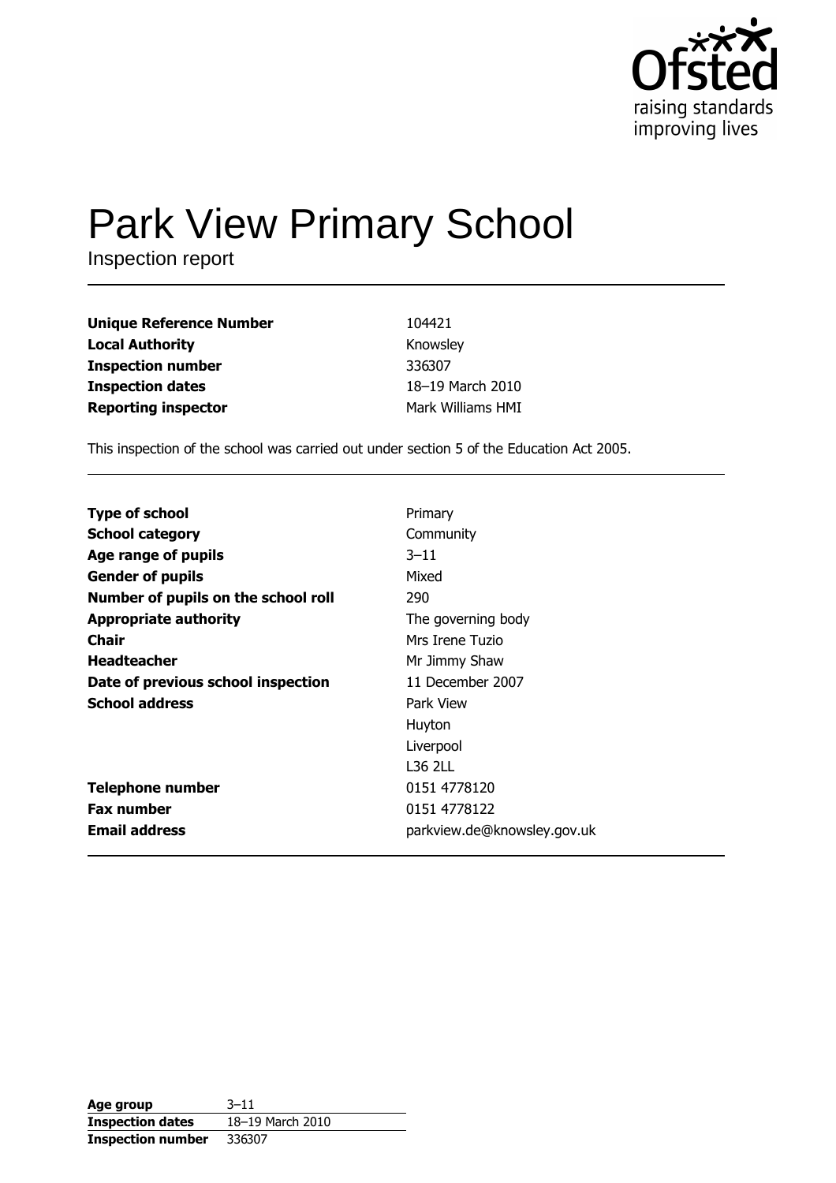Ofsted
raising standards
improving lives

# Park View Primary School

Inspection report

| | |
|---|---|
| **Unique Reference Number** | 104421 |
| **Local Authority** | Knowsley |
| **Inspection number** | 336307 |
| **Inspection dates** | 18–19 March 2010 |
| **Reporting inspector** | Mark Williams HMI |

This inspection of the school was carried out under section 5 of the Education Act 2005.

| | |
|---|---|
| **Type of school** | Primary |
| **School category** | Community |
| **Age range of pupils** | 3–11 |
| **Gender of pupils** | Mixed |
| **Number of pupils on the school roll** | 290 |
| **Appropriate authority** | The governing body |
| **Chair** | Mrs Irene Tuzio |
| **Headteacher** | Mr Jimmy Shaw |
| **Date of previous school inspection** | 11 December 2007 |
| **School address** | Park View<br>Huyton<br>Liverpool<br>L36 2LL |
| **Telephone number** | 0151 4778120 |
| **Fax number** | 0151 4778122 |
| **Email address** | parkview.de@knowsley.gov.uk |

| | |
|---|---|
| **Age group** | 3–11 |
| **Inspection dates** | 18–19 March 2010 |
| **Inspection number** | 336307 |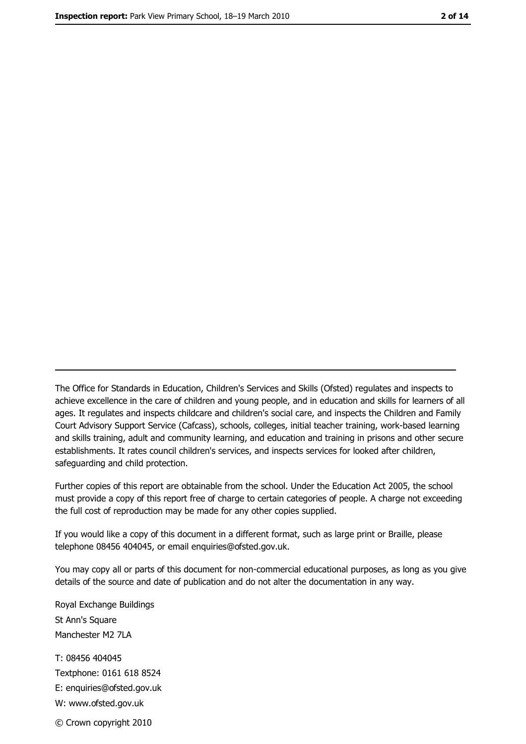The Office for Standards in Education, Children's Services and Skills (Ofsted) regulates and inspects to achieve excellence in the care of children and young people, and in education and skills for learners of all ages. It regulates and inspects childcare and children's social care, and inspects the Children and Family Court Advisory Support Service (Cafcass), schools, colleges, initial teacher training, work-based learning and skills training, adult and community learning, and education and training in prisons and other secure establishments. It rates council children's services, and inspects services for looked after children, safeguarding and child protection.

Further copies of this report are obtainable from the school. Under the Education Act 2005, the school must provide a copy of this report free of charge to certain categories of people. A charge not exceeding the full cost of reproduction may be made for any other copies supplied.

If you would like a copy of this document in a different format, such as large print or Braille, please telephone 08456 404045, or email enquiries@ofsted.gov.uk.

You may copy all or parts of this document for non-commercial educational purposes, as long as you give details of the source and date of publication and do not alter the documentation in any way.

Royal Exchange Buildings
St Ann's Square
Manchester M2 7LA

T: 08456 404045
Textphone: 0161 618 8524
E: enquiries@ofsted.gov.uk
W: www.ofsted.gov.uk

© Crown copyright 2010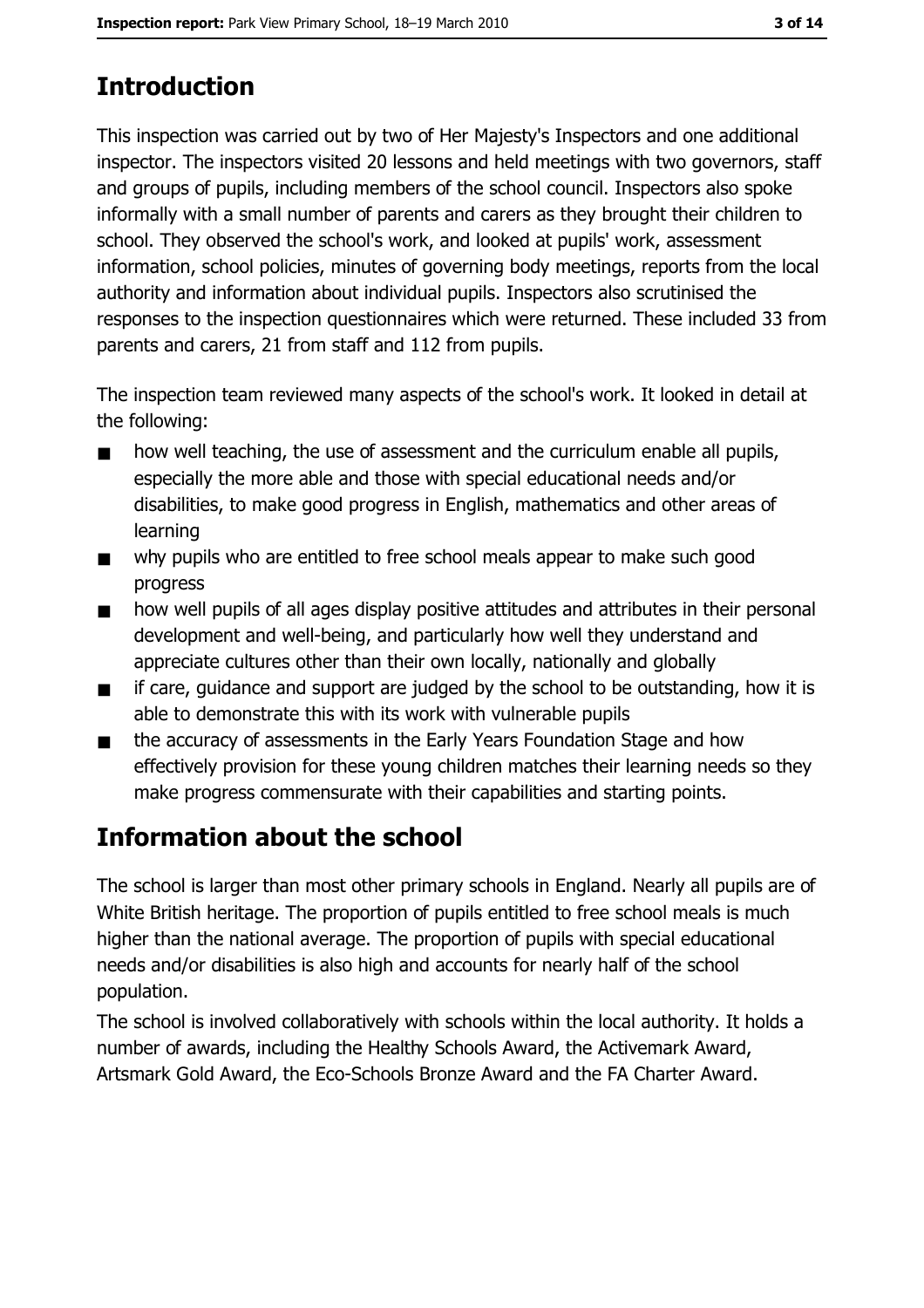## Introduction

This inspection was carried out by two of Her Majesty's Inspectors and one additional inspector. The inspectors visited 20 lessons and held meetings with two governors, staff and groups of pupils, including members of the school council. Inspectors also spoke informally with a small number of parents and carers as they brought their children to school. They observed the school's work, and looked at pupils' work, assessment information, school policies, minutes of governing body meetings, reports from the local authority and information about individual pupils. Inspectors also scrutinised the responses to the inspection questionnaires which were returned. These included 33 from parents and carers, 21 from staff and 112 from pupils.

The inspection team reviewed many aspects of the school's work. It looked in detail at the following:

- how well teaching, the use of assessment and the curriculum enable all pupils, especially the more able and those with special educational needs and/or disabilities, to make good progress in English, mathematics and other areas of learning
- why pupils who are entitled to free school meals appear to make such good progress
- how well pupils of all ages display positive attitudes and attributes in their personal development and well-being, and particularly how well they understand and appreciate cultures other than their own locally, nationally and globally
- if care, guidance and support are judged by the school to be outstanding, how it is able to demonstrate this with its work with vulnerable pupils
- the accuracy of assessments in the Early Years Foundation Stage and how effectively provision for these young children matches their learning needs so they make progress commensurate with their capabilities and starting points.

## Information about the school

The school is larger than most other primary schools in England. Nearly all pupils are of White British heritage. The proportion of pupils entitled to free school meals is much higher than the national average. The proportion of pupils with special educational needs and/or disabilities is also high and accounts for nearly half of the school population.

The school is involved collaboratively with schools within the local authority. It holds a number of awards, including the Healthy Schools Award, the Activemark Award, Artsmark Gold Award, the Eco-Schools Bronze Award and the FA Charter Award.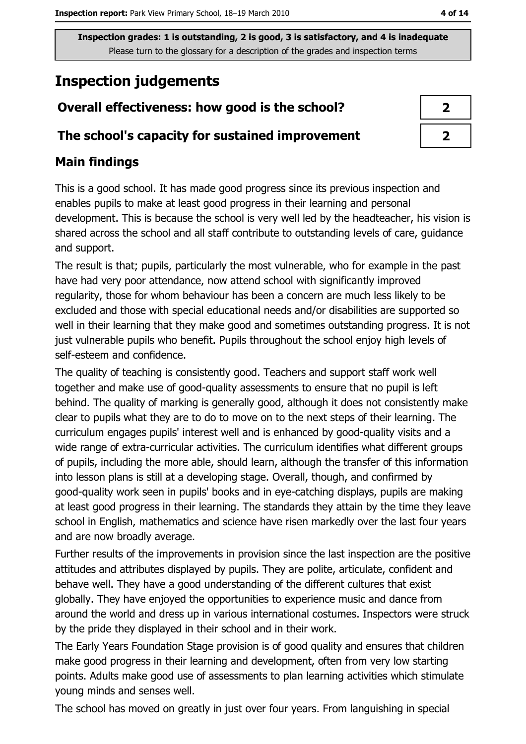**Inspection grades: 1 is outstanding, 2 is good, 3 is satisfactory, and 4 is inadequate**
Please turn to the glossary for a description of the grades and inspection terms

# Inspection judgements

| Overall effectiveness: how good is the school? | 2 |
| --- | --- |
| The school's capacity for sustained improvement | 2 |

## Main findings

This is a good school. It has made good progress since its previous inspection and enables pupils to make at least good progress in their learning and personal development. This is because the school is very well led by the headteacher, his vision is shared across the school and all staff contribute to outstanding levels of care, guidance and support.

The result is that; pupils, particularly the most vulnerable, who for example in the past have had very poor attendance, now attend school with significantly improved regularity, those for whom behaviour has been a concern are much less likely to be excluded and those with special educational needs and/or disabilities are supported so well in their learning that they make good and sometimes outstanding progress. It is not just vulnerable pupils who benefit. Pupils throughout the school enjoy high levels of self-esteem and confidence.

The quality of teaching is consistently good. Teachers and support staff work well together and make use of good-quality assessments to ensure that no pupil is left behind. The quality of marking is generally good, although it does not consistently make clear to pupils what they are to do to move on to the next steps of their learning. The curriculum engages pupils' interest well and is enhanced by good-quality visits and a wide range of extra-curricular activities. The curriculum identifies what different groups of pupils, including the more able, should learn, although the transfer of this information into lesson plans is still at a developing stage. Overall, though, and confirmed by good-quality work seen in pupils' books and in eye-catching displays, pupils are making at least good progress in their learning. The standards they attain by the time they leave school in English, mathematics and science have risen markedly over the last four years and are now broadly average.

Further results of the improvements in provision since the last inspection are the positive attitudes and attributes displayed by pupils. They are polite, articulate, confident and behave well. They have a good understanding of the different cultures that exist globally. They have enjoyed the opportunities to experience music and dance from around the world and dress up in various international costumes. Inspectors were struck by the pride they displayed in their school and in their work.

The Early Years Foundation Stage provision is of good quality and ensures that children make good progress in their learning and development, often from very low starting points. Adults make good use of assessments to plan learning activities which stimulate young minds and senses well.

The school has moved on greatly in just over four years. From languishing in special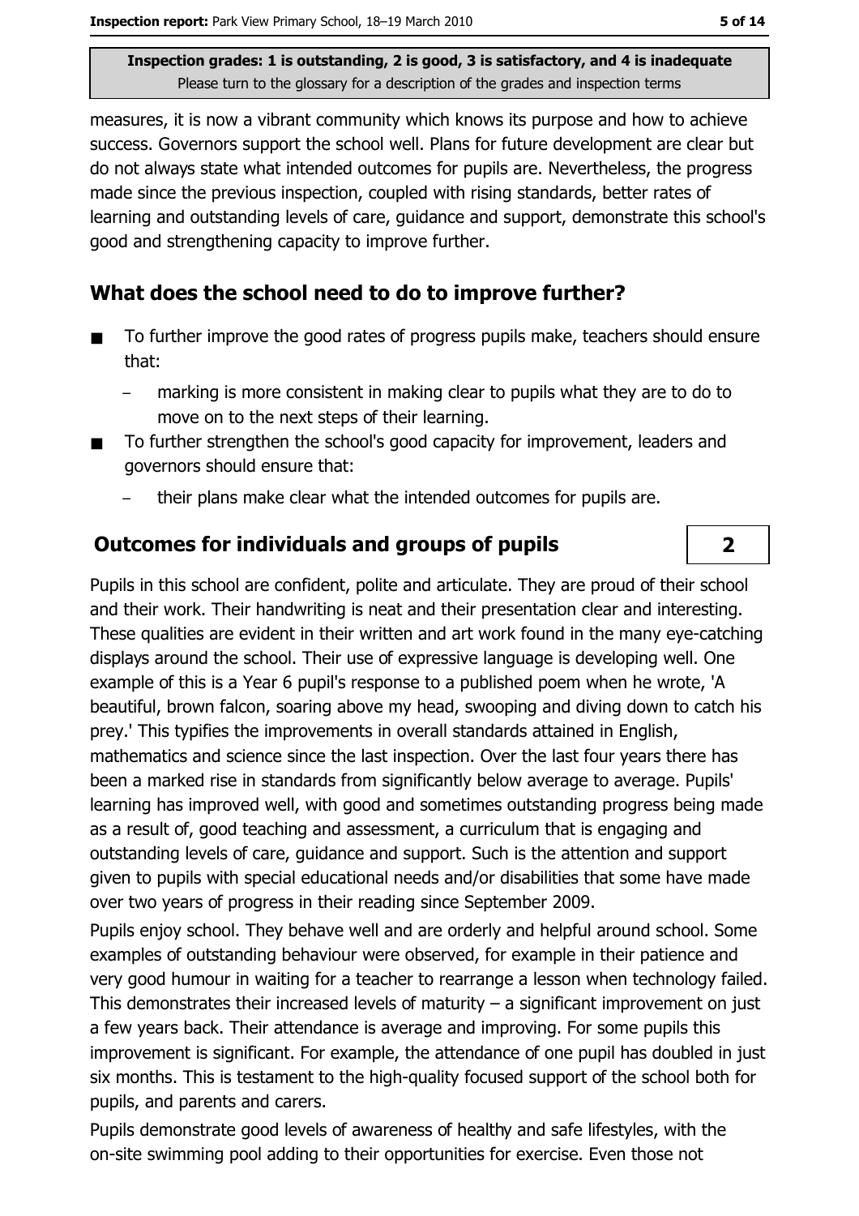measures, it is now a vibrant community which knows its purpose and how to achieve success. Governors support the school well. Plans for future development are clear but do not always state what intended outcomes for pupils are. Nevertheless, the progress made since the previous inspection, coupled with rising standards, better rates of learning and outstanding levels of care, guidance and support, demonstrate this school's good and strengthening capacity to improve further.

## What does the school need to do to improve further?

- To further improve the good rates of progress pupils make, teachers should ensure that:
  - marking is more consistent in making clear to pupils what they are to do to move on to the next steps of their learning.
- To further strengthen the school's good capacity for improvement, leaders and governors should ensure that:
  - their plans make clear what the intended outcomes for pupils are.

## Outcomes for individuals and groups of pupils

**2**

Pupils in this school are confident, polite and articulate. They are proud of their school and their work. Their handwriting is neat and their presentation clear and interesting. These qualities are evident in their written and art work found in the many eye-catching displays around the school. Their use of expressive language is developing well. One example of this is a Year 6 pupil's response to a published poem when he wrote, 'A beautiful, brown falcon, soaring above my head, swooping and diving down to catch his prey.' This typifies the improvements in overall standards attained in English, mathematics and science since the last inspection. Over the last four years there has been a marked rise in standards from significantly below average to average. Pupils' learning has improved well, with good and sometimes outstanding progress being made as a result of, good teaching and assessment, a curriculum that is engaging and outstanding levels of care, guidance and support. Such is the attention and support given to pupils with special educational needs and/or disabilities that some have made over two years of progress in their reading since September 2009.

Pupils enjoy school. They behave well and are orderly and helpful around school. Some examples of outstanding behaviour were observed, for example in their patience and very good humour in waiting for a teacher to rearrange a lesson when technology failed. This demonstrates their increased levels of maturity – a significant improvement on just a few years back. Their attendance is average and improving. For some pupils this improvement is significant. For example, the attendance of one pupil has doubled in just six months. This is testament to the high-quality focused support of the school both for pupils, and parents and carers.

Pupils demonstrate good levels of awareness of healthy and safe lifestyles, with the on-site swimming pool adding to their opportunities for exercise. Even those not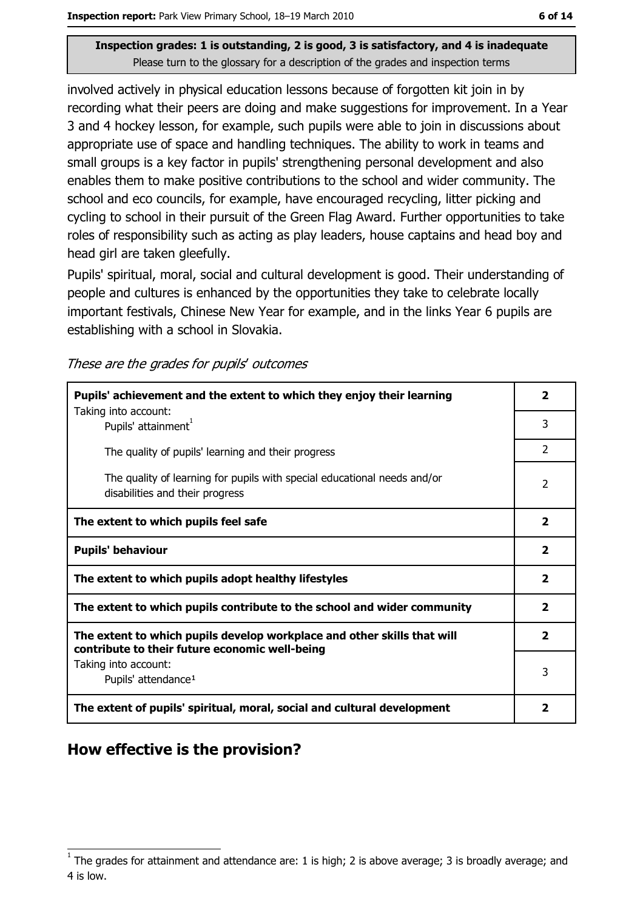**Inspection grades: 1 is outstanding, 2 is good, 3 is satisfactory, and 4 is inadequate**
Please turn to the glossary for a description of the grades and inspection terms

involved actively in physical education lessons because of forgotten kit join in by recording what their peers are doing and make suggestions for improvement. In a Year 3 and 4 hockey lesson, for example, such pupils were able to join in discussions about appropriate use of space and handling techniques. The ability to work in teams and small groups is a key factor in pupils' strengthening personal development and also enables them to make positive contributions to the school and wider community. The school and eco councils, for example, have encouraged recycling, litter picking and cycling to school in their pursuit of the Green Flag Award. Further opportunities to take roles of responsibility such as acting as play leaders, house captains and head boy and head girl are taken gleefully.

Pupils' spiritual, moral, social and cultural development is good. Their understanding of people and cultures is enhanced by the opportunities they take to celebrate locally important festivals, Chinese New Year for example, and in the links Year 6 pupils are establishing with a school in Slovakia.

*These are the grades for pupils' outcomes*

| | |
|---|---|
| **Pupils' achievement and the extent to which they enjoy their learning** | **2** |
| Taking into account: Pupils' attainment[1] | 3 |
| The quality of pupils' learning and their progress | 2 |
| The quality of learning for pupils with special educational needs and/or disabilities and their progress | 2 |
| **The extent to which pupils feel safe** | **2** |
| **Pupils' behaviour** | **2** |
| **The extent to which pupils adopt healthy lifestyles** | **2** |
| **The extent to which pupils contribute to the school and wider community** | **2** |
| **The extent to which pupils develop workplace and other skills that will contribute to their future economic well-being** | **2** |
| Taking into account: Pupils' attendance[1] | 3 |
| **The extent of pupils' spiritual, moral, social and cultural development** | **2** |

## How effective is the provision?

[1] The grades for attainment and attendance are: 1 is high; 2 is above average; 3 is broadly average; and 4 is low.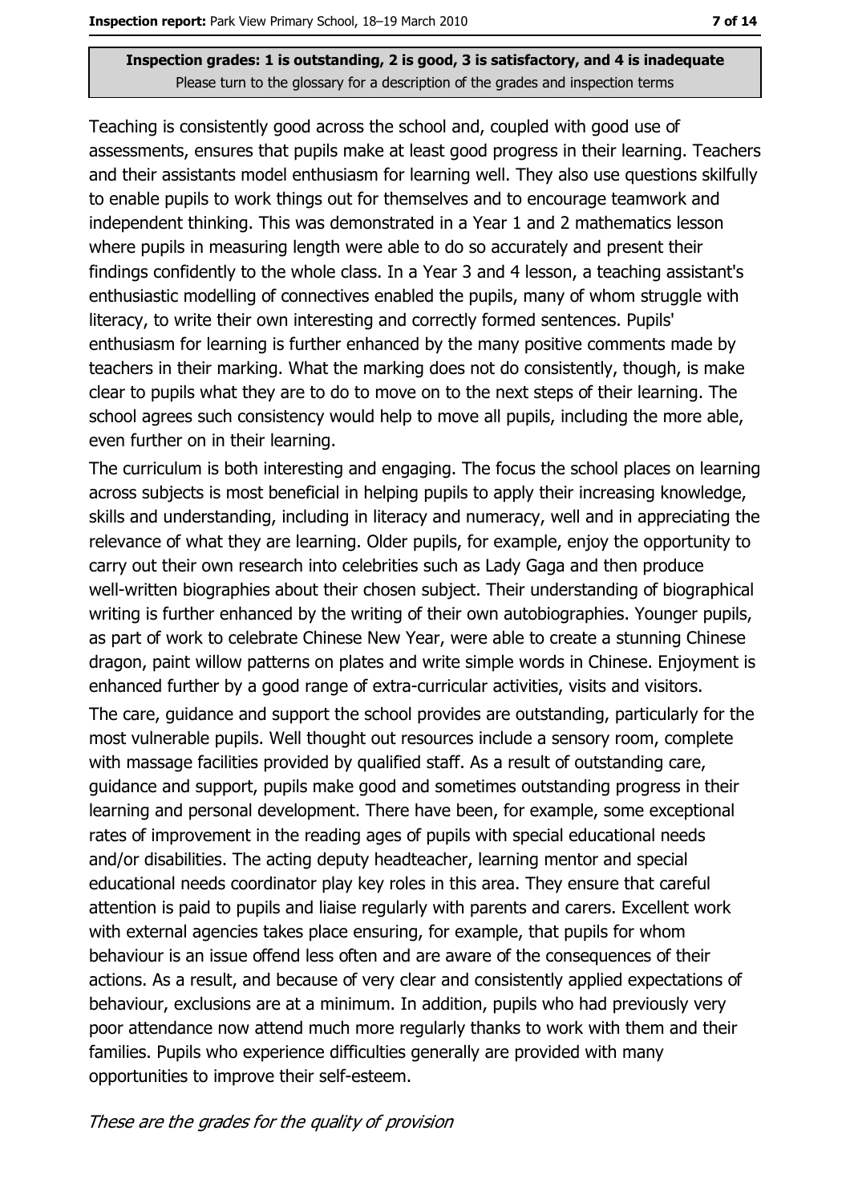**Inspection grades: 1 is outstanding, 2 is good, 3 is satisfactory, and 4 is inadequate**
Please turn to the glossary for a description of the grades and inspection terms

Teaching is consistently good across the school and, coupled with good use of assessments, ensures that pupils make at least good progress in their learning. Teachers and their assistants model enthusiasm for learning well. They also use questions skilfully to enable pupils to work things out for themselves and to encourage teamwork and independent thinking. This was demonstrated in a Year 1 and 2 mathematics lesson where pupils in measuring length were able to do so accurately and present their findings confidently to the whole class. In a Year 3 and 4 lesson, a teaching assistant's enthusiastic modelling of connectives enabled the pupils, many of whom struggle with literacy, to write their own interesting and correctly formed sentences. Pupils' enthusiasm for learning is further enhanced by the many positive comments made by teachers in their marking. What the marking does not do consistently, though, is make clear to pupils what they are to do to move on to the next steps of their learning. The school agrees such consistency would help to move all pupils, including the more able, even further on in their learning.

The curriculum is both interesting and engaging. The focus the school places on learning across subjects is most beneficial in helping pupils to apply their increasing knowledge, skills and understanding, including in literacy and numeracy, well and in appreciating the relevance of what they are learning. Older pupils, for example, enjoy the opportunity to carry out their own research into celebrities such as Lady Gaga and then produce well-written biographies about their chosen subject. Their understanding of biographical writing is further enhanced by the writing of their own autobiographies. Younger pupils, as part of work to celebrate Chinese New Year, were able to create a stunning Chinese dragon, paint willow patterns on plates and write simple words in Chinese. Enjoyment is enhanced further by a good range of extra-curricular activities, visits and visitors.

The care, guidance and support the school provides are outstanding, particularly for the most vulnerable pupils. Well thought out resources include a sensory room, complete with massage facilities provided by qualified staff. As a result of outstanding care, guidance and support, pupils make good and sometimes outstanding progress in their learning and personal development. There have been, for example, some exceptional rates of improvement in the reading ages of pupils with special educational needs and/or disabilities. The acting deputy headteacher, learning mentor and special educational needs coordinator play key roles in this area. They ensure that careful attention is paid to pupils and liaise regularly with parents and carers. Excellent work with external agencies takes place ensuring, for example, that pupils for whom behaviour is an issue offend less often and are aware of the consequences of their actions. As a result, and because of very clear and consistently applied expectations of behaviour, exclusions are at a minimum. In addition, pupils who had previously very poor attendance now attend much more regularly thanks to work with them and their families. Pupils who experience difficulties generally are provided with many opportunities to improve their self-esteem.

*These are the grades for the quality of provision*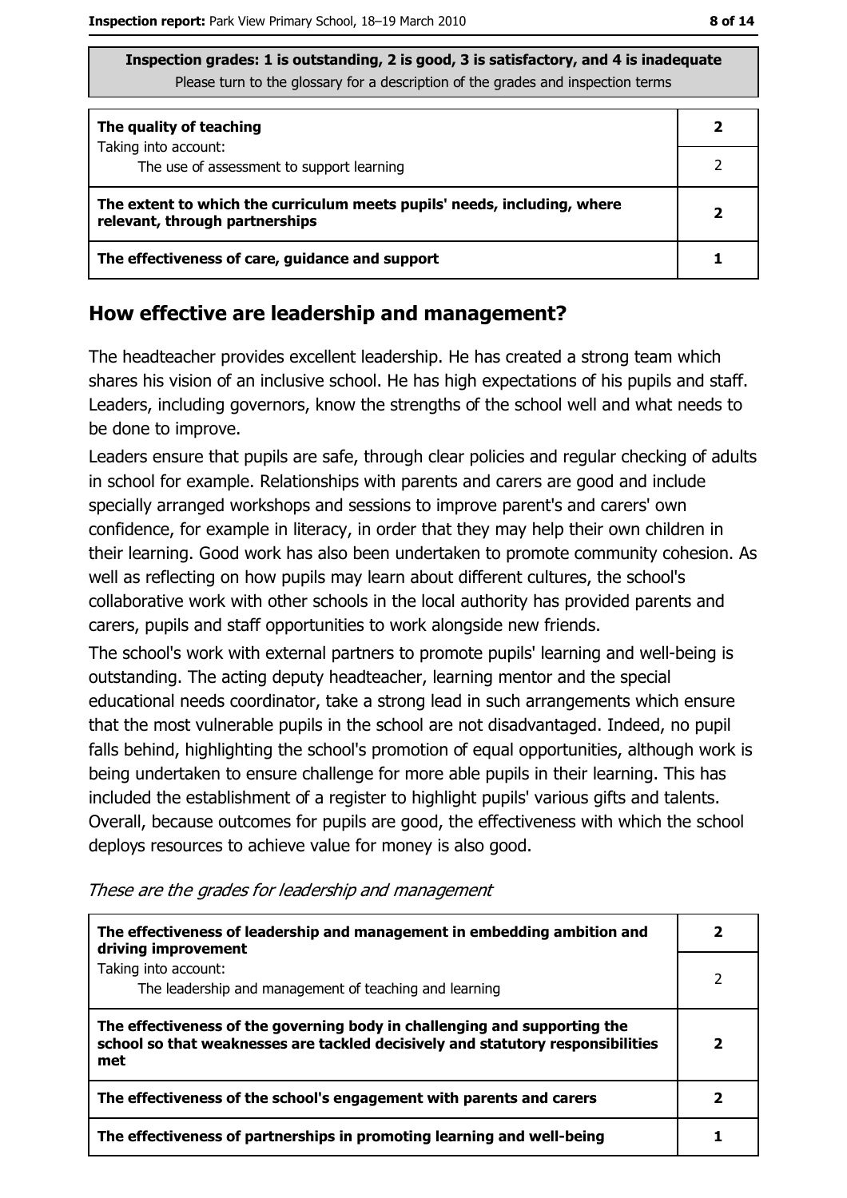**Inspection grades: 1 is outstanding, 2 is good, 3 is satisfactory, and 4 is inadequate**
Please turn to the glossary for a description of the grades and inspection terms

| | |
|---|---|
| **The quality of teaching** | **2** |
| Taking into account: The use of assessment to support learning | 2 |
| **The extent to which the curriculum meets pupils' needs, including, where relevant, through partnerships** | **2** |
| **The effectiveness of care, guidance and support** | **1** |

## How effective are leadership and management?

The headteacher provides excellent leadership. He has created a strong team which shares his vision of an inclusive school. He has high expectations of his pupils and staff. Leaders, including governors, know the strengths of the school well and what needs to be done to improve.

Leaders ensure that pupils are safe, through clear policies and regular checking of adults in school for example. Relationships with parents and carers are good and include specially arranged workshops and sessions to improve parent's and carers' own confidence, for example in literacy, in order that they may help their own children in their learning. Good work has also been undertaken to promote community cohesion. As well as reflecting on how pupils may learn about different cultures, the school's collaborative work with other schools in the local authority has provided parents and carers, pupils and staff opportunities to work alongside new friends.

The school's work with external partners to promote pupils' learning and well-being is outstanding. The acting deputy headteacher, learning mentor and the special educational needs coordinator, take a strong lead in such arrangements which ensure that the most vulnerable pupils in the school are not disadvantaged. Indeed, no pupil falls behind, highlighting the school's promotion of equal opportunities, although work is being undertaken to ensure challenge for more able pupils in their learning. This has included the establishment of a register to highlight pupils' various gifts and talents. Overall, because outcomes for pupils are good, the effectiveness with which the school deploys resources to achieve value for money is also good.

*These are the grades for leadership and management*

| | |
|---|---|
| **The effectiveness of leadership and management in embedding ambition and driving improvement** | **2** |
| Taking into account: The leadership and management of teaching and learning | 2 |
| **The effectiveness of the governing body in challenging and supporting the school so that weaknesses are tackled decisively and statutory responsibilities met** | **2** |
| **The effectiveness of the school's engagement with parents and carers** | **2** |
| **The effectiveness of partnerships in promoting learning and well-being** | **1** |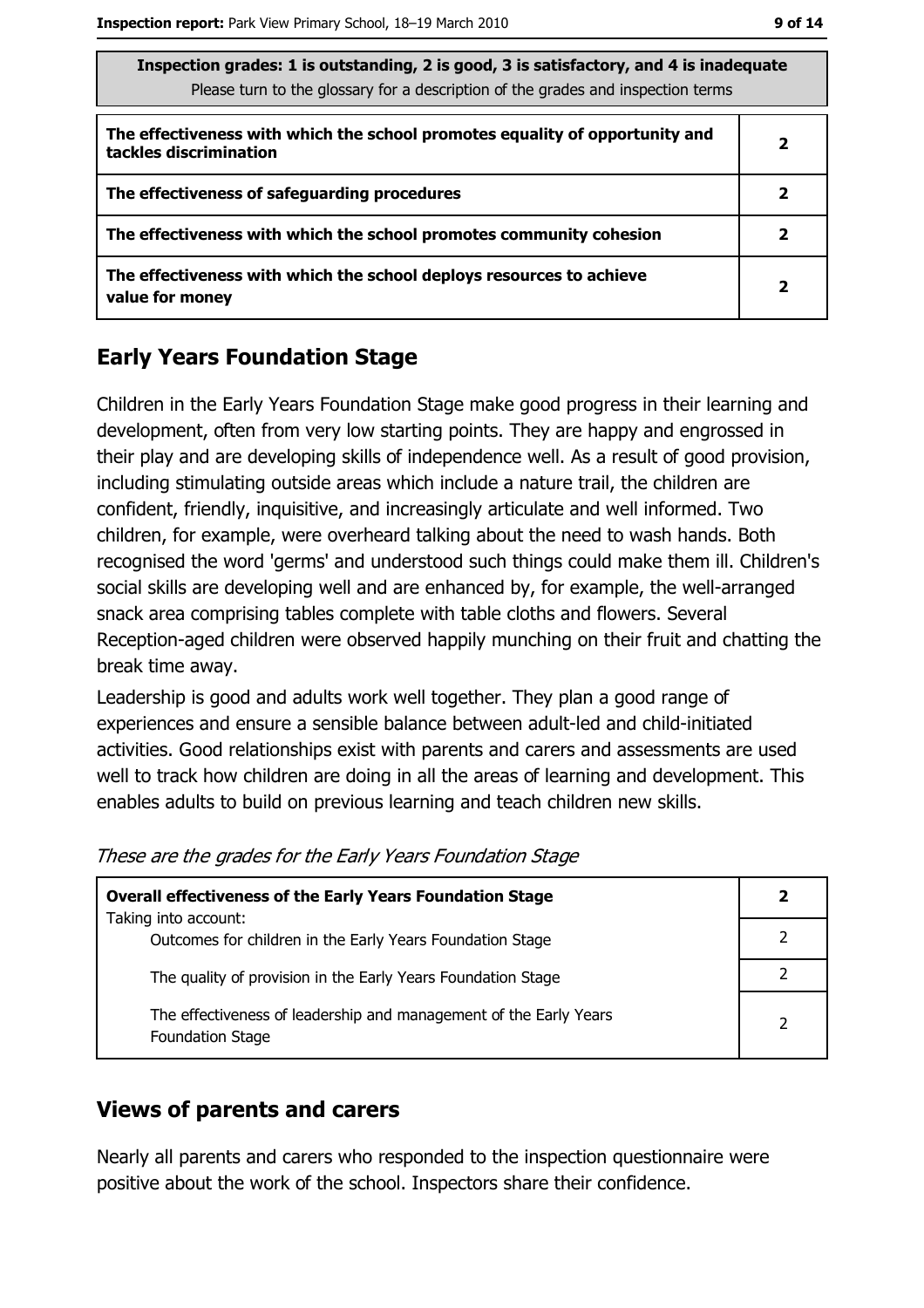| Inspection grades: 1 is outstanding, 2 is good, 3 is satisfactory, and 4 is inadequate<br>Please turn to the glossary for a description of the grades and inspection terms | |
|---|---|
| **The effectiveness with which the school promotes equality of opportunity and tackles discrimination** | **2** |
| **The effectiveness of safeguarding procedures** | **2** |
| **The effectiveness with which the school promotes community cohesion** | **2** |
| **The effectiveness with which the school deploys resources to achieve value for money** | **2** |

## Early Years Foundation Stage

Children in the Early Years Foundation Stage make good progress in their learning and development, often from very low starting points. They are happy and engrossed in their play and are developing skills of independence well. As a result of good provision, including stimulating outside areas which include a nature trail, the children are confident, friendly, inquisitive, and increasingly articulate and well informed. Two children, for example, were overheard talking about the need to wash hands. Both recognised the word 'germs' and understood such things could make them ill. Children's social skills are developing well and are enhanced by, for example, the well-arranged snack area comprising tables complete with table cloths and flowers. Several Reception-aged children were observed happily munching on their fruit and chatting the break time away.

Leadership is good and adults work well together. They plan a good range of experiences and ensure a sensible balance between adult-led and child-initiated activities. Good relationships exist with parents and carers and assessments are used well to track how children are doing in all the areas of learning and development. This enables adults to build on previous learning and teach children new skills.

*These are the grades for the Early Years Foundation Stage*

| | |
|---|---|
| **Overall effectiveness of the Early Years Foundation Stage**<br>Taking into account: | **2** |
| Outcomes for children in the Early Years Foundation Stage | 2 |
| The quality of provision in the Early Years Foundation Stage | 2 |
| The effectiveness of leadership and management of the Early Years Foundation Stage | 2 |

## Views of parents and carers

Nearly all parents and carers who responded to the inspection questionnaire were positive about the work of the school. Inspectors share their confidence.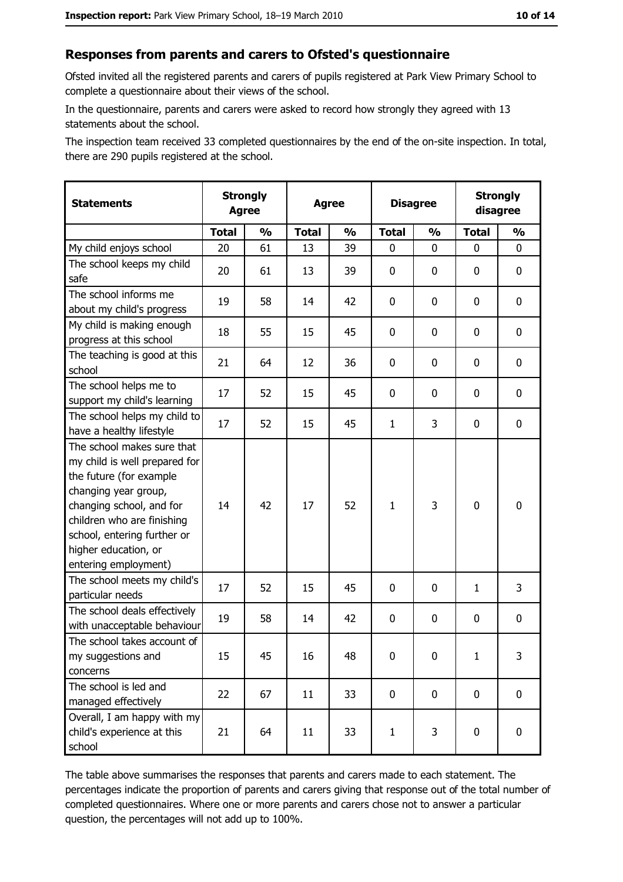## Responses from parents and carers to Ofsted's questionnaire

Ofsted invited all the registered parents and carers of pupils registered at Park View Primary School to complete a questionnaire about their views of the school.

In the questionnaire, parents and carers were asked to record how strongly they agreed with 13 statements about the school.

The inspection team received 33 completed questionnaires by the end of the on-site inspection. In total, there are 290 pupils registered at the school.

| Statements | Strongly Agree | | Agree | | Disagree | | Strongly disagree | |
|---|---|---|---|---|---|---|---|---|
| | Total | % | Total | % | Total | % | Total | % |
| My child enjoys school | 20 | 61 | 13 | 39 | 0 | 0 | 0 | 0 |
| The school keeps my child safe | 20 | 61 | 13 | 39 | 0 | 0 | 0 | 0 |
| The school informs me about my child's progress | 19 | 58 | 14 | 42 | 0 | 0 | 0 | 0 |
| My child is making enough progress at this school | 18 | 55 | 15 | 45 | 0 | 0 | 0 | 0 |
| The teaching is good at this school | 21 | 64 | 12 | 36 | 0 | 0 | 0 | 0 |
| The school helps me to support my child's learning | 17 | 52 | 15 | 45 | 0 | 0 | 0 | 0 |
| The school helps my child to have a healthy lifestyle | 17 | 52 | 15 | 45 | 1 | 3 | 0 | 0 |
| The school makes sure that my child is well prepared for the future (for example changing year group, changing school, and for children who are finishing school, entering further or higher education, or entering employment) | 14 | 42 | 17 | 52 | 1 | 3 | 0 | 0 |
| The school meets my child's particular needs | 17 | 52 | 15 | 45 | 0 | 0 | 1 | 3 |
| The school deals effectively with unacceptable behaviour | 19 | 58 | 14 | 42 | 0 | 0 | 0 | 0 |
| The school takes account of my suggestions and concerns | 15 | 45 | 16 | 48 | 0 | 0 | 1 | 3 |
| The school is led and managed effectively | 22 | 67 | 11 | 33 | 0 | 0 | 0 | 0 |
| Overall, I am happy with my child's experience at this school | 21 | 64 | 11 | 33 | 1 | 3 | 0 | 0 |

The table above summarises the responses that parents and carers made to each statement. The percentages indicate the proportion of parents and carers giving that response out of the total number of completed questionnaires. Where one or more parents and carers chose not to answer a particular question, the percentages will not add up to 100%.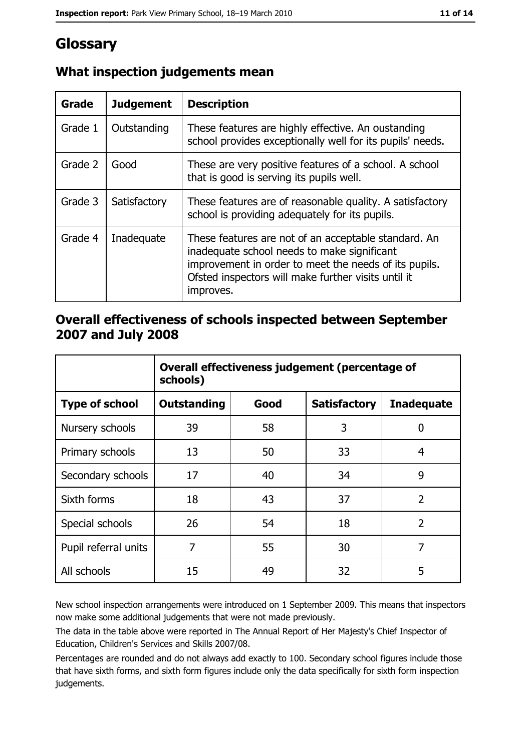# Glossary

## What inspection judgements mean

| Grade | Judgement | Description |
|---|---|---|
| Grade 1 | Outstanding | These features are highly effective. An oustanding school provides exceptionally well for its pupils' needs. |
| Grade 2 | Good | These are very positive features of a school. A school that is good is serving its pupils well. |
| Grade 3 | Satisfactory | These features are of reasonable quality. A satisfactory school is providing adequately for its pupils. |
| Grade 4 | Inadequate | These features are not of an acceptable standard. An inadequate school needs to make significant improvement in order to meet the needs of its pupils. Ofsted inspectors will make further visits until it improves. |

## Overall effectiveness of schools inspected between September 2007 and July 2008

| | Overall effectiveness judgement (percentage of schools) | | | |
|---|---|---|---|---|
| **Type of school** | **Outstanding** | **Good** | **Satisfactory** | **Inadequate** |
| Nursery schools | 39 | 58 | 3 | 0 |
| Primary schools | 13 | 50 | 33 | 4 |
| Secondary schools | 17 | 40 | 34 | 9 |
| Sixth forms | 18 | 43 | 37 | 2 |
| Special schools | 26 | 54 | 18 | 2 |
| Pupil referral units | 7 | 55 | 30 | 7 |
| All schools | 15 | 49 | 32 | 5 |

New school inspection arrangements were introduced on 1 September 2009. This means that inspectors now make some additional judgements that were not made previously.

The data in the table above were reported in The Annual Report of Her Majesty's Chief Inspector of Education, Children's Services and Skills 2007/08.

Percentages are rounded and do not always add exactly to 100. Secondary school figures include those that have sixth forms, and sixth form figures include only the data specifically for sixth form inspection judgements.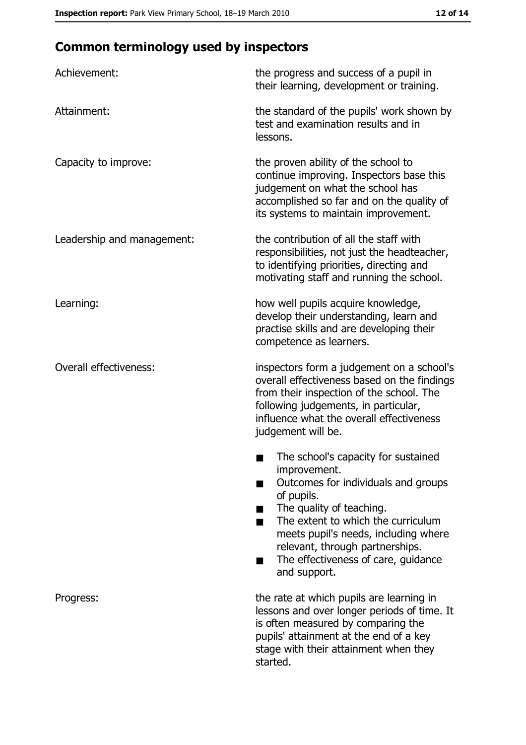## Common terminology used by inspectors

| | |
|---|---|
| Achievement: | the progress and success of a pupil in their learning, development or training. |
| Attainment: | the standard of the pupils' work shown by test and examination results and in lessons. |
| Capacity to improve: | the proven ability of the school to continue improving. Inspectors base this judgement on what the school has accomplished so far and on the quality of its systems to maintain improvement. |
| Leadership and management: | the contribution of all the staff with responsibilities, not just the headteacher, to identifying priorities, directing and motivating staff and running the school. |
| Learning: | how well pupils acquire knowledge, develop their understanding, learn and practise skills and are developing their competence as learners. |
| Overall effectiveness: | inspectors form a judgement on a school's overall effectiveness based on the findings from their inspection of the school. The following judgements, in particular, influence what the overall effectiveness judgement will be.<br>■ The school's capacity for sustained improvement.<br>■ Outcomes for individuals and groups of pupils.<br>■ The quality of teaching.<br>■ The extent to which the curriculum meets pupil's needs, including where relevant, through partnerships.<br>■ The effectiveness of care, guidance and support. |
| Progress: | the rate at which pupils are learning in lessons and over longer periods of time. It is often measured by comparing the pupils' attainment at the end of a key stage with their attainment when they started. |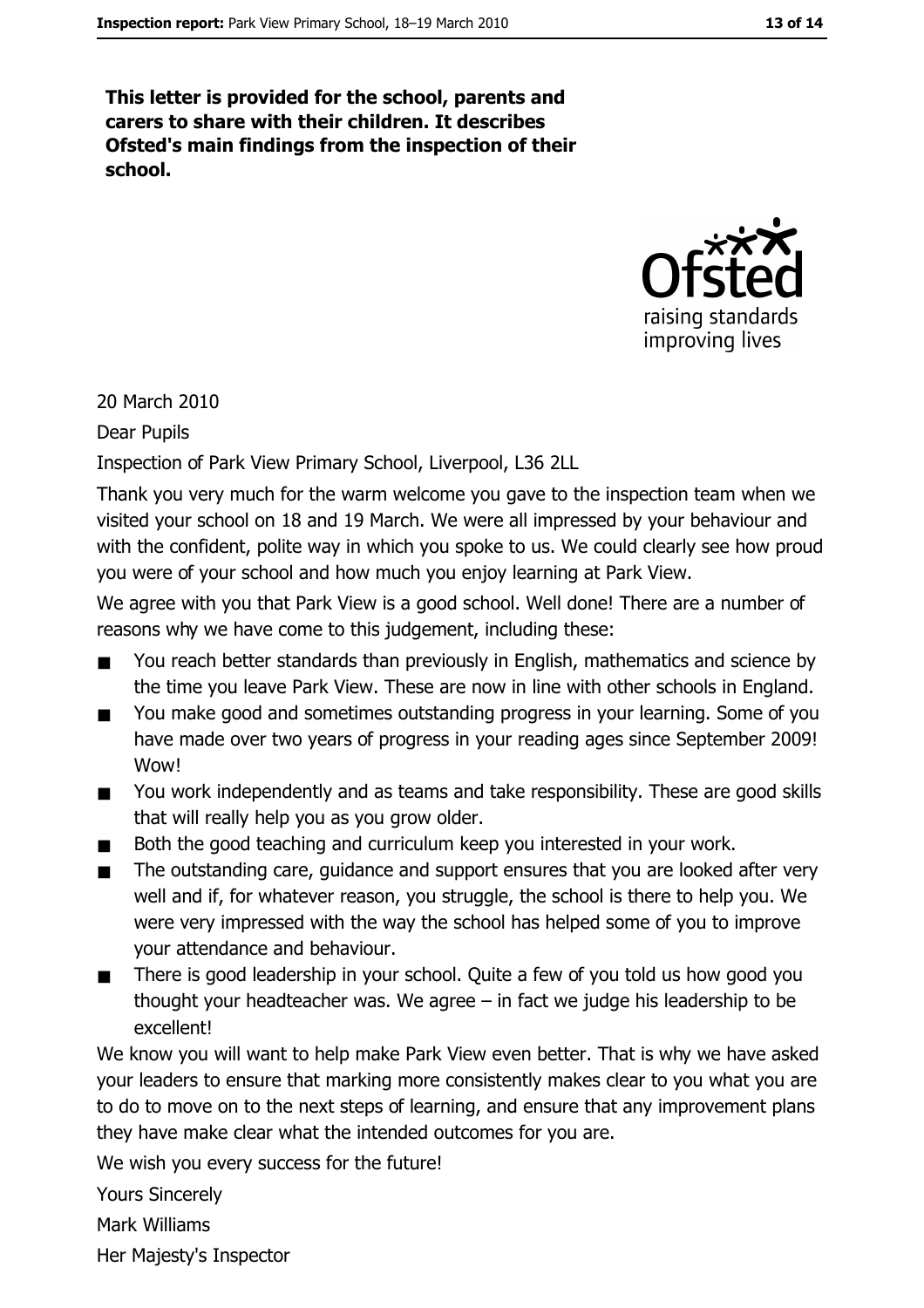**This letter is provided for the school, parents and carers to share with their children. It describes Ofsted's main findings from the inspection of their school.**

20 March 2010

Dear Pupils

Inspection of Park View Primary School, Liverpool, L36 2LL

Thank you very much for the warm welcome you gave to the inspection team when we visited your school on 18 and 19 March. We were all impressed by your behaviour and with the confident, polite way in which you spoke to us. We could clearly see how proud you were of your school and how much you enjoy learning at Park View.

We agree with you that Park View is a good school. Well done! There are a number of reasons why we have come to this judgement, including these:

- You reach better standards than previously in English, mathematics and science by the time you leave Park View. These are now in line with other schools in England.
- You make good and sometimes outstanding progress in your learning. Some of you have made over two years of progress in your reading ages since September 2009! Wow!
- You work independently and as teams and take responsibility. These are good skills that will really help you as you grow older.
- Both the good teaching and curriculum keep you interested in your work.
- The outstanding care, guidance and support ensures that you are looked after very well and if, for whatever reason, you struggle, the school is there to help you. We were very impressed with the way the school has helped some of you to improve your attendance and behaviour.
- There is good leadership in your school. Quite a few of you told us how good you thought your headteacher was. We agree – in fact we judge his leadership to be excellent!

We know you will want to help make Park View even better. That is why we have asked your leaders to ensure that marking more consistently makes clear to you what you are to do to move on to the next steps of learning, and ensure that any improvement plans they have make clear what the intended outcomes for you are.

We wish you every success for the future!

Yours Sincerely

Mark Williams

Her Majesty's Inspector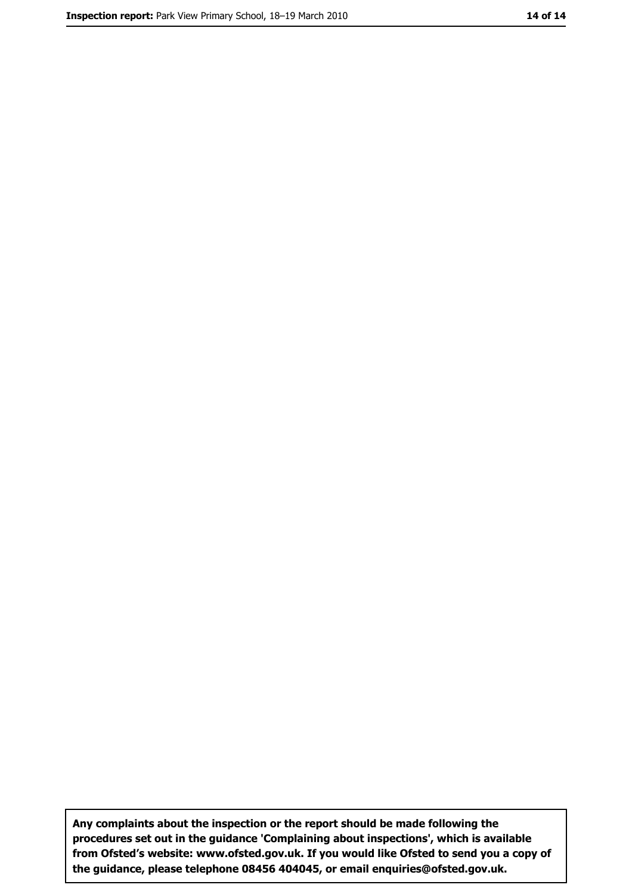**Any complaints about the inspection or the report should be made following the procedures set out in the guidance 'Complaining about inspections', which is available from Ofsted's website: www.ofsted.gov.uk. If you would like Ofsted to send you a copy of the guidance, please telephone 08456 404045, or email enquiries@ofsted.gov.uk.**